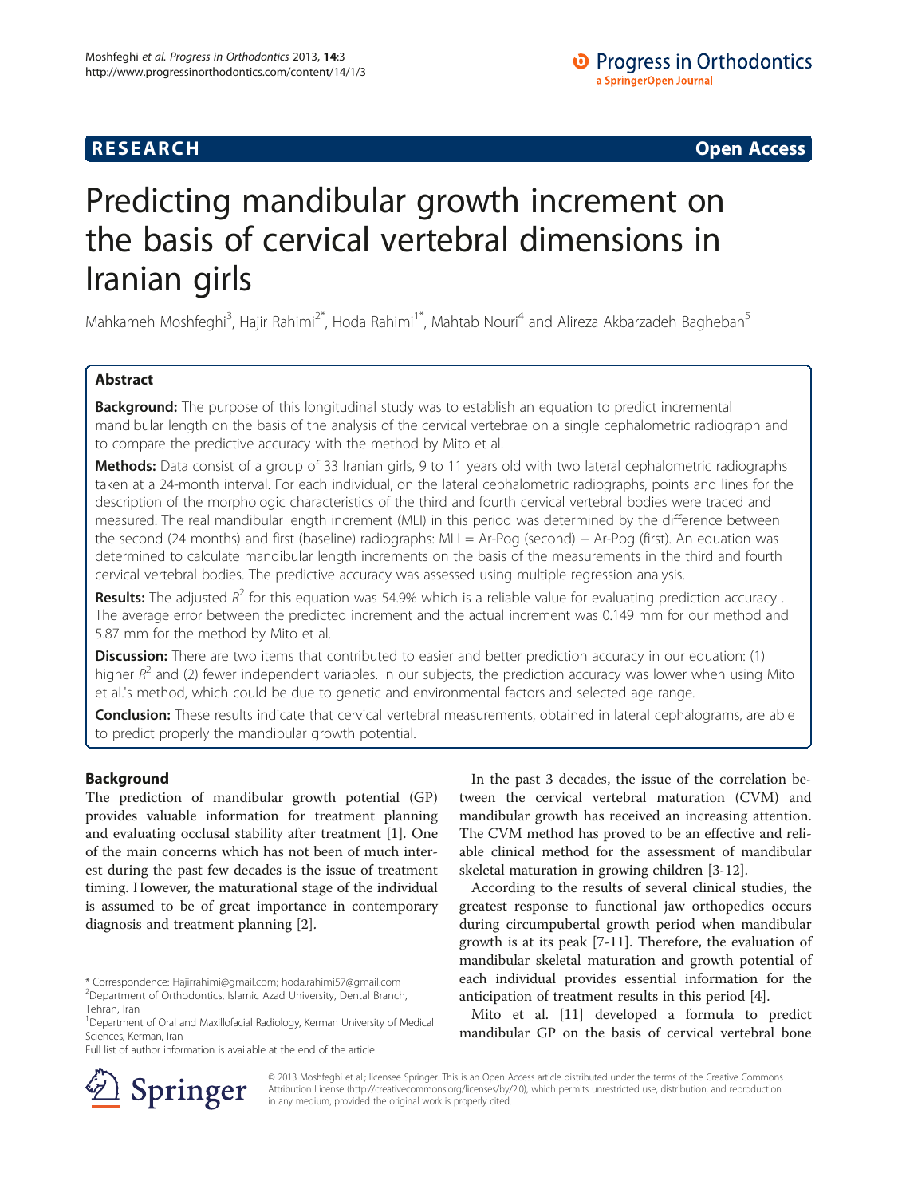**RESEARCH** **Open Access**

# Predicting mandibular growth increment on the basis of cervical vertebral dimensions in Iranian girls

Mahkameh Moshfeghi[3], Hajir Rahimi[2*], Hoda Rahimi[1*], Mahtab Nouri[4] and Alireza Akbarzadeh Bagheban[5]

## Abstract

**Background:** The purpose of this longitudinal study was to establish an equation to predict incremental mandibular length on the basis of the analysis of the cervical vertebrae on a single cephalometric radiograph and to compare the predictive accuracy with the method by Mito et al.

**Methods:** Data consist of a group of 33 Iranian girls, 9 to 11 years old with two lateral cephalometric radiographs taken at a 24-month interval. For each individual, on the lateral cephalometric radiographs, points and lines for the description of the morphologic characteristics of the third and fourth cervical vertebral bodies were traced and measured. The real mandibular length increment (MLI) in this period was determined by the difference between the second (24 months) and first (baseline) radiographs: MLI = Ar-Pog (second) − Ar-Pog (first). An equation was determined to calculate mandibular length increments on the basis of the measurements in the third and fourth cervical vertebral bodies. The predictive accuracy was assessed using multiple regression analysis.

**Results:** The adjusted $R^2$ for this equation was 54.9% which is a reliable value for evaluating prediction accuracy . The average error between the predicted increment and the actual increment was 0.149 mm for our method and 5.87 mm for the method by Mito et al.

**Discussion:** There are two items that contributed to easier and better prediction accuracy in our equation: (1) higher $R^2$ and (2) fewer independent variables. In our subjects, the prediction accuracy was lower when using Mito et al.'s method, which could be due to genetic and environmental factors and selected age range.

**Conclusion:** These results indicate that cervical vertebral measurements, obtained in lateral cephalograms, are able to predict properly the mandibular growth potential.

## Background

The prediction of mandibular growth potential (GP) provides valuable information for treatment planning and evaluating occlusal stability after treatment [1]. One of the main concerns which has not been of much interest during the past few decades is the issue of treatment timing. However, the maturational stage of the individual is assumed to be of great importance in contemporary diagnosis and treatment planning [2].

In the past 3 decades, the issue of the correlation between the cervical vertebral maturation (CVM) and mandibular growth has received an increasing attention. The CVM method has proved to be an effective and reliable clinical method for the assessment of mandibular skeletal maturation in growing children [3-12].

According to the results of several clinical studies, the greatest response to functional jaw orthopedics occurs during circumpubertal growth period when mandibular growth is at its peak [7-11]. Therefore, the evaluation of mandibular skeletal maturation and growth potential of each individual provides essential information for the anticipation of treatment results in this period [4].

Mito et al. [11] developed a formula to predict mandibular GP on the basis of cervical vertebral bone

\* Correspondence: Hajirrahimi@gmail.com; hoda.rahimi57@gmail.com
[2]Department of Orthodontics, Islamic Azad University, Dental Branch, Tehran, Iran
[1]Department of Oral and Maxillofacial Radiology, Kerman University of Medical Sciences, Kerman, Iran
Full list of author information is available at the end of the article

© 2013 Moshfeghi et al.; licensee Springer. This is an Open Access article distributed under the terms of the Creative Commons Attribution License (http://creativecommons.org/licenses/by/2.0), which permits unrestricted use, distribution, and reproduction in any medium, provided the original work is properly cited.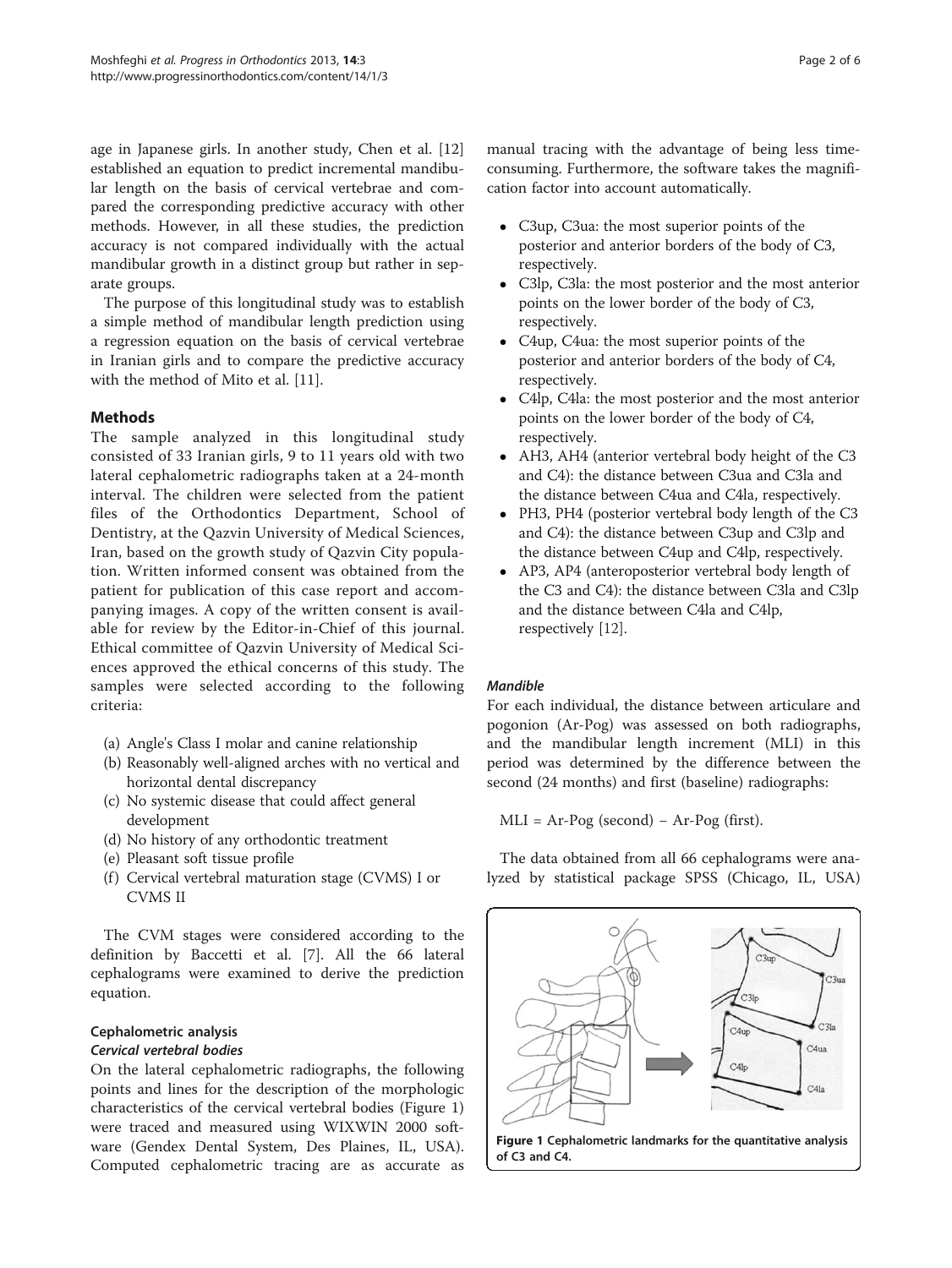age in Japanese girls. In another study, Chen et al. [12] established an equation to predict incremental mandibular length on the basis of cervical vertebrae and compared the corresponding predictive accuracy with other methods. However, in all these studies, the prediction accuracy is not compared individually with the actual mandibular growth in a distinct group but rather in separate groups.

The purpose of this longitudinal study was to establish a simple method of mandibular length prediction using a regression equation on the basis of cervical vertebrae in Iranian girls and to compare the predictive accuracy with the method of Mito et al. [11].

## Methods

The sample analyzed in this longitudinal study consisted of 33 Iranian girls, 9 to 11 years old with two lateral cephalometric radiographs taken at a 24-month interval. The children were selected from the patient files of the Orthodontics Department, School of Dentistry, at the Qazvin University of Medical Sciences, Iran, based on the growth study of Qazvin City population. Written informed consent was obtained from the patient for publication of this case report and accompanying images. A copy of the written consent is available for review by the Editor-in-Chief of this journal. Ethical committee of Qazvin University of Medical Sciences approved the ethical concerns of this study. The samples were selected according to the following criteria:

(a) Angle's Class I molar and canine relationship
(b) Reasonably well-aligned arches with no vertical and horizontal dental discrepancy
(c) No systemic disease that could affect general development
(d) No history of any orthodontic treatment
(e) Pleasant soft tissue profile
(f) Cervical vertebral maturation stage (CVMS) I or CVMS II

The CVM stages were considered according to the definition by Baccetti et al. [7]. All the 66 lateral cephalograms were examined to derive the prediction equation.

### Cephalometric analysis

#### *Cervical vertebral bodies*

On the lateral cephalometric radiographs, the following points and lines for the description of the morphologic characteristics of the cervical vertebral bodies (Figure 1) were traced and measured using WIXWIN 2000 software (Gendex Dental System, Des Plaines, IL, USA). Computed cephalometric tracing are as accurate as manual tracing with the advantage of being less time-consuming. Furthermore, the software takes the magnification factor into account automatically.

- C3up, C3ua: the most superior points of the posterior and anterior borders of the body of C3, respectively.
- C3lp, C3la: the most posterior and the most anterior points on the lower border of the body of C3, respectively.
- C4up, C4ua: the most superior points of the posterior and anterior borders of the body of C4, respectively.
- C4lp, C4la: the most posterior and the most anterior points on the lower border of the body of C4, respectively.
- AH3, AH4 (anterior vertebral body height of the C3 and C4): the distance between C3ua and C3la and the distance between C4ua and C4la, respectively.
- PH3, PH4 (posterior vertebral body length of the C3 and C4): the distance between C3up and C3lp and the distance between C4up and C4lp, respectively.
- AP3, AP4 (anteroposterior vertebral body length of the C3 and C4): the distance between C3la and C3lp and the distance between C4la and C4lp, respectively [12].

#### *Mandible*

For each individual, the distance between articulare and pogonion (Ar-Pog) was assessed on both radiographs, and the mandibular length increment (MLI) in this period was determined by the difference between the second (24 months) and first (baseline) radiographs:

MLI = Ar-Pog (second) − Ar-Pog (first).

The data obtained from all 66 cephalograms were analyzed by statistical package SPSS (Chicago, IL, USA)

**Figure 1 Cephalometric landmarks for the quantitative analysis of C3 and C4.**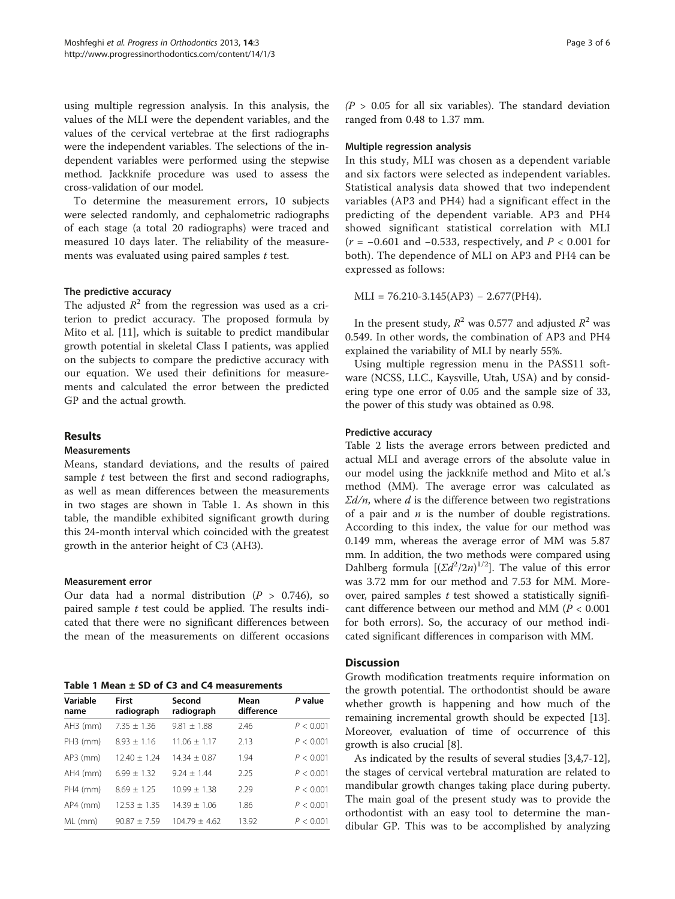using multiple regression analysis. In this analysis, the values of the MLI were the dependent variables, and the values of the cervical vertebrae at the first radiographs were the independent variables. The selections of the independent variables were performed using the stepwise method. Jackknife procedure was used to assess the cross-validation of our model.

To determine the measurement errors, 10 subjects were selected randomly, and cephalometric radiographs of each stage (a total 20 radiographs) were traced and measured 10 days later. The reliability of the measurements was evaluated using paired samples *t* test.

### The predictive accuracy

The adjusted $R^2$ from the regression was used as a criterion to predict accuracy. The proposed formula by Mito et al. [11], which is suitable to predict mandibular growth potential in skeletal Class I patients, was applied on the subjects to compare the predictive accuracy with our equation. We used their definitions for measurements and calculated the error between the predicted GP and the actual growth.

## Results

### Measurements

Means, standard deviations, and the results of paired sample *t* test between the first and second radiographs, as well as mean differences between the measurements in two stages are shown in Table 1. As shown in this table, the mandible exhibited significant growth during this 24-month interval which coincided with the greatest growth in the anterior height of C3 (AH3).

### Measurement error

Our data had a normal distribution ($P > 0.746$), so paired sample *t* test could be applied. The results indicated that there were no significant differences between the mean of the measurements on different occasions ($P > 0.05$ for all six variables). The standard deviation ranged from 0.48 to 1.37 mm.

**Table 1 Mean ± SD of C3 and C4 measurements**

| Variable name | First radiograph | Second radiograph | Mean difference | P value |
|---|---|---|---|---|
| AH3 (mm) | 7.35 ± 1.36 | 9.81 ± 1.88 | 2.46 | $P < 0.001$ |
| PH3 (mm) | 8.93 ± 1.16 | 11.06 ± 1.17 | 2.13 | $P < 0.001$ |
| AP3 (mm) | 12.40 ± 1.24 | 14.34 ± 0.87 | 1.94 | $P < 0.001$ |
| AH4 (mm) | 6.99 ± 1.32 | 9.24 ± 1.44 | 2.25 | $P < 0.001$ |
| PH4 (mm) | 8.69 ± 1.25 | 10.99 ± 1.38 | 2.29 | $P < 0.001$ |
| AP4 (mm) | 12.53 ± 1.35 | 14.39 ± 1.06 | 1.86 | $P < 0.001$ |
| ML (mm) | 90.87 ± 7.59 | 104.79 ± 4.62 | 13.92 | $P < 0.001$ |

### Multiple regression analysis

In this study, MLI was chosen as a dependent variable and six factors were selected as independent variables. Statistical analysis data showed that two independent variables (AP3 and PH4) had a significant effect in the predicting of the dependent variable. AP3 and PH4 showed significant statistical correlation with MLI ($r = -0.601$ and $-0.533$, respectively, and $P < 0.001$ for both). The dependence of MLI on AP3 and PH4 can be expressed as follows:

$$\text{MLI} = 76.210 - 3.145(\text{AP3}) - 2.677(\text{PH4}).$$

In the present study, $R^2$ was 0.577 and adjusted $R^2$ was 0.549. In other words, the combination of AP3 and PH4 explained the variability of MLI by nearly 55%.

Using multiple regression menu in the PASS11 software (NCSS, LLC., Kaysville, Utah, USA) and by considering type one error of 0.05 and the sample size of 33, the power of this study was obtained as 0.98.

### Predictive accuracy

Table 2 lists the average errors between predicted and actual MLI and average errors of the absolute value in our model using the jackknife method and Mito et al.'s method (MM). The average error was calculated as $\Sigma d/n$, where $d$ is the difference between two registrations of a pair and $n$ is the number of double registrations. According to this index, the value for our method was 0.149 mm, whereas the average error of MM was 5.87 mm. In addition, the two methods were compared using Dahlberg formula $[(\Sigma d^2/2n)^{1/2}]$. The value of this error was 3.72 mm for our method and 7.53 for MM. Moreover, paired samples *t* test showed a statistically significant difference between our method and MM ($P < 0.001$ for both errors). So, the accuracy of our method indicated significant differences in comparison with MM.

## Discussion

Growth modification treatments require information on the growth potential. The orthodontist should be aware whether growth is happening and how much of the remaining incremental growth should be expected [13]. Moreover, evaluation of time of occurrence of this growth is also crucial [8].

As indicated by the results of several studies [3,4,7-12], the stages of cervical vertebral maturation are related to mandibular growth changes taking place during puberty. The main goal of the present study was to provide the orthodontist with an easy tool to determine the mandibular GP. This was to be accomplished by analyzing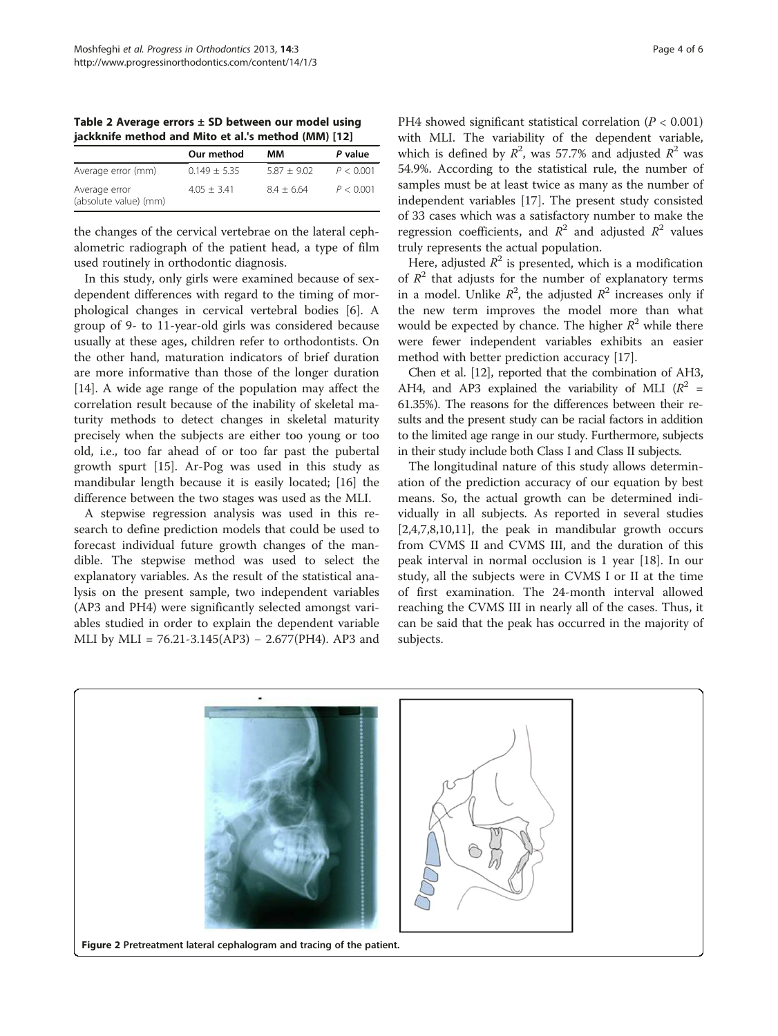**Table 2 Average errors ± SD between our model using jackknife method and Mito et al.'s method (MM) [12]**

| | Our method | MM | P value |
|---|---|---|---|
| Average error (mm) | 0.149 ± 5.35 | 5.87 ± 9.02 | $P < 0.001$ |
| Average error (absolute value) (mm) | 4.05 ± 3.41 | 8.4 ± 6.64 | $P < 0.001$ |

the changes of the cervical vertebrae on the lateral cephalometric radiograph of the patient head, a type of film used routinely in orthodontic diagnosis.

In this study, only girls were examined because of sex-dependent differences with regard to the timing of morphological changes in cervical vertebral bodies [6]. A group of 9- to 11-year-old girls was considered because usually at these ages, children refer to orthodontists. On the other hand, maturation indicators of brief duration are more informative than those of the longer duration [14]. A wide age range of the population may affect the correlation result because of the inability of skeletal maturity methods to detect changes in skeletal maturity precisely when the subjects are either too young or too old, i.e., too far ahead of or too far past the pubertal growth spurt [15]. Ar-Pog was used in this study as mandibular length because it is easily located; [16] the difference between the two stages was used as the MLI.

A stepwise regression analysis was used in this research to define prediction models that could be used to forecast individual future growth changes of the mandible. The stepwise method was used to select the explanatory variables. As the result of the statistical analysis on the present sample, two independent variables (AP3 and PH4) were significantly selected amongst variables studied in order to explain the dependent variable MLI by MLI = 76.21-3.145(AP3) − 2.677(PH4). AP3 and PH4 showed significant statistical correlation ($P < 0.001$) with MLI. The variability of the dependent variable, which is defined by $R^2$, was 57.7% and adjusted $R^2$ was 54.9%. According to the statistical rule, the number of samples must be at least twice as many as the number of independent variables [17]. The present study consisted of 33 cases which was a satisfactory number to make the regression coefficients, and $R^2$ and adjusted $R^2$ values truly represents the actual population.

Here, adjusted $R^2$ is presented, which is a modification of $R^2$ that adjusts for the number of explanatory terms in a model. Unlike $R^2$, the adjusted $R^2$ increases only if the new term improves the model more than what would be expected by chance. The higher $R^2$ while there were fewer independent variables exhibits an easier method with better prediction accuracy [17].

Chen et al. [12], reported that the combination of AH3, AH4, and AP3 explained the variability of MLI ($R^2$ = 61.35%). The reasons for the differences between their results and the present study can be racial factors in addition to the limited age range in our study. Furthermore, subjects in their study include both Class I and Class II subjects.

The longitudinal nature of this study allows determination of the prediction accuracy of our equation by best means. So, the actual growth can be determined individually in all subjects. As reported in several studies [2,4,7,8,10,11], the peak in mandibular growth occurs from CVMS II and CVMS III, and the duration of this peak interval in normal occlusion is 1 year [18]. In our study, all the subjects were in CVMS I or II at the time of first examination. The 24-month interval allowed reaching the CVMS III in nearly all of the cases. Thus, it can be said that the peak has occurred in the majority of subjects.

**Figure 2** Pretreatment lateral cephalogram and tracing of the patient.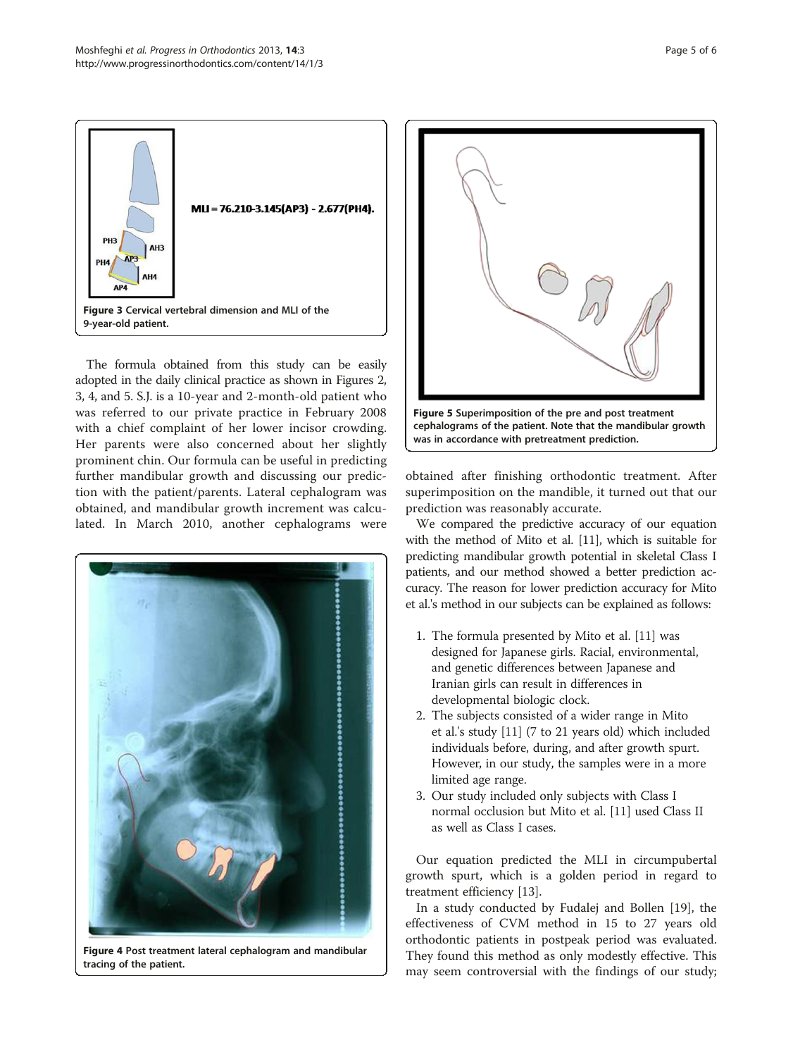MLI = 76.210-3.145(AP3) - 2.677(PH4).

**Figure 3** Cervical vertebral dimension and MLI of the 9-year-old patient.

The formula obtained from this study can be easily adopted in the daily clinical practice as shown in Figures 2, 3, 4, and 5. S.J. is a 10-year and 2-month-old patient who was referred to our private practice in February 2008 with a chief complaint of her lower incisor crowding. Her parents were also concerned about her slightly prominent chin. Our formula can be useful in predicting further mandibular growth and discussing our prediction with the patient/parents. Lateral cephalogram was obtained, and mandibular growth increment was calculated. In March 2010, another cephalograms were obtained after finishing orthodontic treatment. After superimposition on the mandible, it turned out that our prediction was reasonably accurate.

**Figure 4** Post treatment lateral cephalogram and mandibular tracing of the patient.

**Figure 5** Superimposition of the pre and post treatment cephalograms of the patient. Note that the mandibular growth was in accordance with pretreatment prediction.

We compared the predictive accuracy of our equation with the method of Mito et al. [11], which is suitable for predicting mandibular growth potential in skeletal Class I patients, and our method showed a better prediction accuracy. The reason for lower prediction accuracy for Mito et al.'s method in our subjects can be explained as follows:

1. The formula presented by Mito et al. [11] was designed for Japanese girls. Racial, environmental, and genetic differences between Japanese and Iranian girls can result in differences in developmental biologic clock.
2. The subjects consisted of a wider range in Mito et al.'s study [11] (7 to 21 years old) which included individuals before, during, and after growth spurt. However, in our study, the samples were in a more limited age range.
3. Our study included only subjects with Class I normal occlusion but Mito et al. [11] used Class II as well as Class I cases.

Our equation predicted the MLI in circumpubertal growth spurt, which is a golden period in regard to treatment efficiency [13].

In a study conducted by Fudalej and Bollen [19], the effectiveness of CVM method in 15 to 27 years old orthodontic patients in postpeak period was evaluated. They found this method as only modestly effective. This may seem controversial with the findings of our study;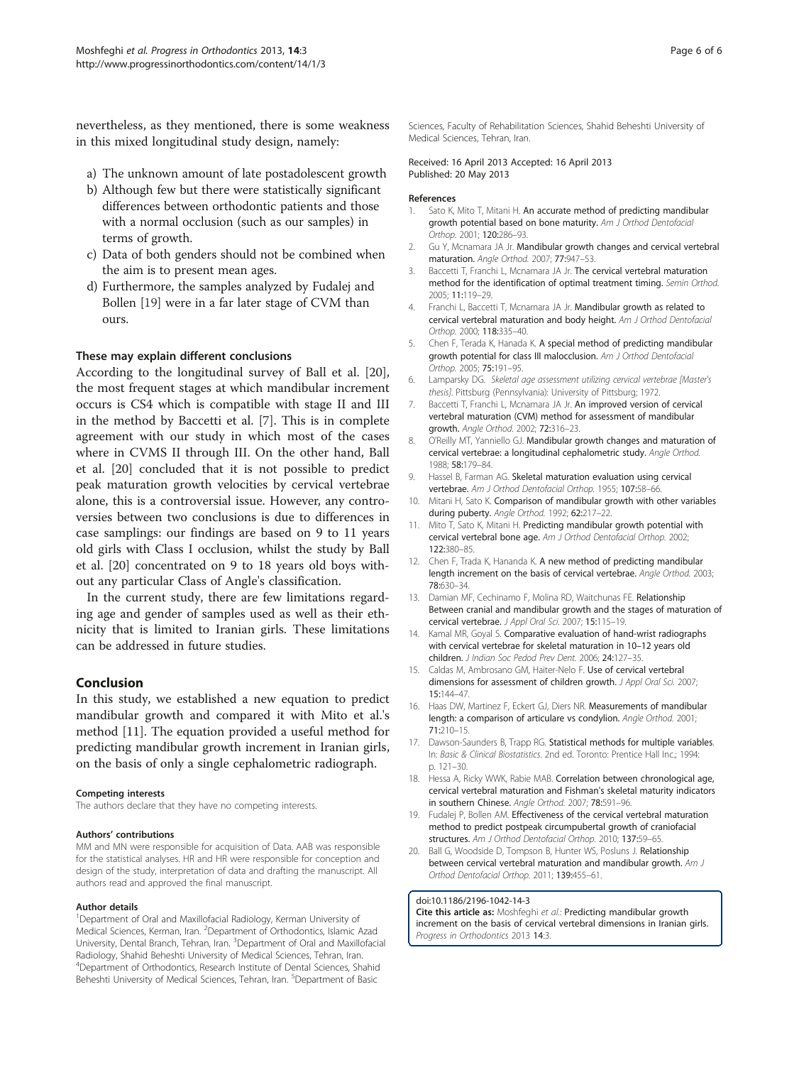nevertheless, as they mentioned, there is some weakness in this mixed longitudinal study design, namely:

a) The unknown amount of late postadolescent growth
b) Although few but there were statistically significant differences between orthodontic patients and those with a normal occlusion (such as our samples) in terms of growth.
c) Data of both genders should not be combined when the aim is to present mean ages.
d) Furthermore, the samples analyzed by Fudalej and Bollen [19] were in a far later stage of CVM than ours.

### These may explain different conclusions

According to the longitudinal survey of Ball et al. [20], the most frequent stages at which mandibular increment occurs is CS4 which is compatible with stage II and III in the method by Baccetti et al. [7]. This is in complete agreement with our study in which most of the cases where in CVMS II through III. On the other hand, Ball et al. [20] concluded that it is not possible to predict peak maturation growth velocities by cervical vertebrae alone, this is a controversial issue. However, any controversies between two conclusions is due to differences in case samplings: our findings are based on 9 to 11 years old girls with Class I occlusion, whilst the study by Ball et al. [20] concentrated on 9 to 18 years old boys without any particular Class of Angle's classification.

In the current study, there are few limitations regarding age and gender of samples used as well as their ethnicity that is limited to Iranian girls. These limitations can be addressed in future studies.

## Conclusion

In this study, we established a new equation to predict mandibular growth and compared it with Mito et al.'s method [11]. The equation provided a useful method for predicting mandibular growth increment in Iranian girls, on the basis of only a single cephalometric radiograph.

#### Competing interests

The authors declare that they have no competing interests.

#### Authors' contributions

MM and MN were responsible for acquisition of Data. AAB was responsible for the statistical analyses. HR and HR were responsible for conception and design of the study, interpretation of data and drafting the manuscript. All authors read and approved the final manuscript.

#### Author details

[1]Department of Oral and Maxillofacial Radiology, Kerman University of Medical Sciences, Kerman, Iran. [2]Department of Orthodontics, Islamic Azad University, Dental Branch, Tehran, Iran. [3]Department of Oral and Maxillofacial Radiology, Shahid Beheshti University of Medical Sciences, Tehran, Iran. [4]Department of Orthodontics, Research Institute of Dental Sciences, Shahid Beheshti University of Medical Sciences, Tehran, Iran. [5]Department of Basic Sciences, Faculty of Rehabilitation Sciences, Shahid Beheshti University of Medical Sciences, Tehran, Iran.

Received: 16 April 2013 Accepted: 16 April 2013
Published: 20 May 2013

#### References

1. Sato K, Mito T, Mitani H. An accurate method of predicting mandibular growth potential based on bone maturity. *Am J Orthod Dentofacial Orthop.* 2001; 120:286–93.
2. Gu Y, Mcnamara JA Jr. Mandibular growth changes and cervical vertebral maturation. *Angle Orthod.* 2007; 77:947–53.
3. Baccetti T, Franchi L, Mcnamara JA Jr. The cervical vertebral maturation method for the identification of optimal treatment timing. *Semin Orthod.* 2005; 11:119–29.
4. Franchi L, Baccetti T, Mcnamara JA Jr. Mandibular growth as related to cervical vertebral maturation and body height. *Am J Orthod Dentofacial Orthop.* 2000; 118:335–40.
5. Chen F, Terada K, Hanada K. A special method of predicting mandibular growth potential for class III malocclusion. *Am J Orthod Dentofacial Orthop.* 2005; 75:191–95.
6. Lamparsky DG. *Skeletal age assessment utilizing cervical vertebrae [Master's thesis].* Pittsburg (Pennsylvania): University of Pittsburg; 1972.
7. Baccetti T, Franchi L, Mcnamara JA Jr. An improved version of cervical vertebral maturation (CVM) method for assessment of mandibular growth. *Angle Orthod.* 2002; 72:316–23.
8. O'Reilly MT, Yanniello GJ. Mandibular growth changes and maturation of cervical vertebrae: a longitudinal cephalometric study. *Angle Orthod.* 1988; 58:179–84.
9. Hassel B, Farman AG. Skeletal maturation evaluation using cervical vertebrae. *Am J Orthod Dentofacial Orthop.* 1955; 107:58–66.
10. Mitani H, Sato K. Comparison of mandibular growth with other variables during puberty. *Angle Orthod.* 1992; 62:217–22.
11. Mito T, Sato K, Mitani H. Predicting mandibular growth potential with cervical vertebral bone age. *Am J Orthod Dentofacial Orthop.* 2002; 122:380–85.
12. Chen F, Trada K, Hananda K. A new method of predicting mandibular length increment on the basis of cervical vertebrae. *Angle Orthod.* 2003; 78:630–34.
13. Damian MF, Cechinamo F, Molina RD, Waitchunas FE. Relationship Between cranial and mandibular growth and the stages of maturation of cervical vertebrae. *J Appl Oral Sci.* 2007; 15:115–19.
14. Kamal MR, Goyal S. Comparative evaluation of hand-wrist radiographs with cervical vertebrae for skeletal maturation in 10–12 years old children. *J Indian Soc Pedod Prev Dent.* 2006; 24:127–35.
15. Caldas M, Ambrosano GM, Haiter-Nelo F. Use of cervical vertebral dimensions for assessment of children growth. *J Appl Oral Sci.* 2007; 15:144–47.
16. Haas DW, Martinez F, Eckert GJ, Diers NR. Measurements of mandibular length: a comparison of articulare vs condylion. *Angle Orthod.* 2001; 71:210–15.
17. Dawson-Saunders B, Trapp RG. Statistical methods for multiple variables. In: *Basic & Clinical Biostatistics.* 2nd ed. Toronto: Prentice Hall Inc.; 1994: p. 121–30.
18. Hessa A, Ricky WWK, Rabie MAB. Correlation between chronological age, cervical vertebral maturation and Fishman's skeletal maturity indicators in southern Chinese. *Angle Orthod.* 2007; 78:591–96.
19. Fudalej P, Bollen AM. Effectiveness of the cervical vertebral maturation method to predict postpeak circumpubertal growth of craniofacial structures. *Am J Orthod Dentofacial Orthop.* 2010; 137:59–65.
20. Ball G, Woodside D, Tompson B, Hunter WS, Posluns J. Relationship between cervical vertebral maturation and mandibular growth. *Am J Orthod Dentofacial Orthop.* 2011; 139:455–61.

doi:10.1186/2196-1042-14-3
**Cite this article as:** Moshfeghi *et al.*: Predicting mandibular growth increment on the basis of cervical vertebral dimensions in Iranian girls. *Progress in Orthodontics* 2013 14:3.